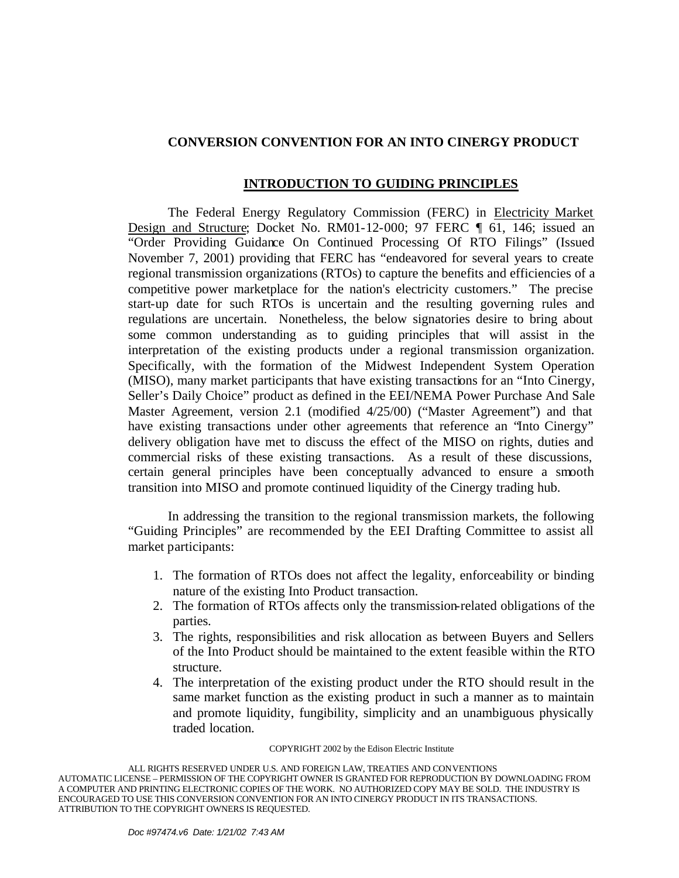# CONVERSION CONVENTION FOR AN INTO CINERGY PRODUCT

## INTRODUCTION TO GUIDING PRINCIPLES

The Federal Energy Regulatory Commission (FERC) in Electricity Market Design and Structure; Docket No. RM01-12-000; 97 FERC ¶ 61, 146; issued an "Order Providing Guidance On Continued Processing Of RTO Filings" (Issued November 7, 2001) providing that FERC has "endeavored for several years to create regional transmission organizations (RTOs) to capture the benefits and efficiencies of a competitive power marketplace for the nation's electricity customers." The precise start-up date for such RTOs is uncertain and the resulting governing rules and regulations are uncertain. Nonetheless, the below signatories desire to bring about some common understanding as to guiding principles that will assist in the interpretation of the existing products under a regional transmission organization. Specifically, with the formation of the Midwest Independent System Operation (MISO), many market participants that have existing transactions for an "Into Cinergy, Seller's Daily Choice" product as defined in the EEI/NEMA Power Purchase And Sale Master Agreement, version 2.1 (modified 4/25/00) ("Master Agreement") and that have existing transactions under other agreements that reference an "Into Cinergy" delivery obligation have met to discuss the effect of the MISO on rights, duties and commercial risks of these existing transactions. As a result of these discussions, certain general principles have been conceptually advanced to ensure a smooth transition into MISO and promote continued liquidity of the Cinergy trading hub.

In addressing the transition to the regional transmission markets, the following "Guiding Principles" are recommended by the EEI Drafting Committee to assist all market participants:

1. The formation of RTOs does not affect the legality, enforceability or binding nature of the existing Into Product transaction.
2. The formation of RTOs affects only the transmission-related obligations of the parties.
3. The rights, responsibilities and risk allocation as between Buyers and Sellers of the Into Product should be maintained to the extent feasible within the RTO structure.
4. The interpretation of the existing product under the RTO should result in the same market function as the existing product in such a manner as to maintain and promote liquidity, fungibility, simplicity and an unambiguous physically traded location.

COPYRIGHT 2002 by the Edison Electric Institute

ALL RIGHTS RESERVED UNDER U.S. AND FOREIGN LAW, TREATIES AND CONVENTIONS
AUTOMATIC LICENSE – PERMISSION OF THE COPYRIGHT OWNER IS GRANTED FOR REPRODUCTION BY DOWNLOADING FROM A COMPUTER AND PRINTING ELECTRONIC COPIES OF THE WORK. NO AUTHORIZED COPY MAY BE SOLD. THE INDUSTRY IS ENCOURAGED TO USE THIS CONVERSION CONVENTION FOR AN INTO CINERGY PRODUCT IN ITS TRANSACTIONS. ATTRIBUTION TO THE COPYRIGHT OWNERS IS REQUESTED.

*Doc #97474.v6 Date: 1/21/02 7:43 AM*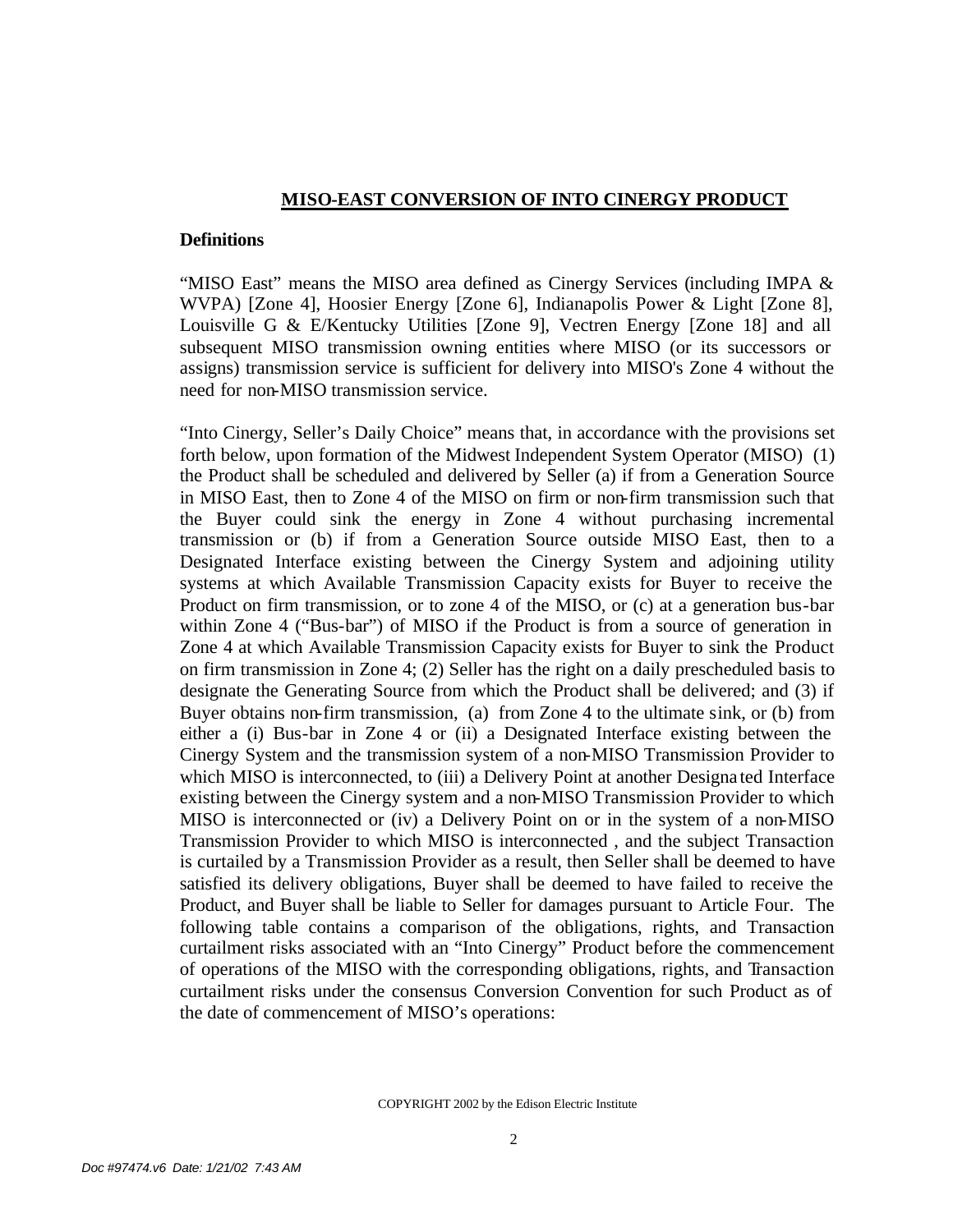## MISO-EAST CONVERSION OF INTO CINERGY PRODUCT

**Definitions**

"MISO East" means the MISO area defined as Cinergy Services (including IMPA & WVPA) [Zone 4], Hoosier Energy [Zone 6], Indianapolis Power & Light [Zone 8], Louisville G & E/Kentucky Utilities [Zone 9], Vectren Energy [Zone 18] and all subsequent MISO transmission owning entities where MISO (or its successors or assigns) transmission service is sufficient for delivery into MISO's Zone 4 without the need for non-MISO transmission service.

"Into Cinergy, Seller's Daily Choice" means that, in accordance with the provisions set forth below, upon formation of the Midwest Independent System Operator (MISO) (1) the Product shall be scheduled and delivered by Seller (a) if from a Generation Source in MISO East, then to Zone 4 of the MISO on firm or non-firm transmission such that the Buyer could sink the energy in Zone 4 without purchasing incremental transmission or (b) if from a Generation Source outside MISO East, then to a Designated Interface existing between the Cinergy System and adjoining utility systems at which Available Transmission Capacity exists for Buyer to receive the Product on firm transmission, or to zone 4 of the MISO, or (c) at a generation bus-bar within Zone 4 ("Bus-bar") of MISO if the Product is from a source of generation in Zone 4 at which Available Transmission Capacity exists for Buyer to sink the Product on firm transmission in Zone 4; (2) Seller has the right on a daily prescheduled basis to designate the Generating Source from which the Product shall be delivered; and (3) if Buyer obtains non-firm transmission, (a) from Zone 4 to the ultimate sink, or (b) from either a (i) Bus-bar in Zone 4 or (ii) a Designated Interface existing between the Cinergy System and the transmission system of a non-MISO Transmission Provider to which MISO is interconnected, to (iii) a Delivery Point at another Designated Interface existing between the Cinergy system and a non-MISO Transmission Provider to which MISO is interconnected or (iv) a Delivery Point on or in the system of a non-MISO Transmission Provider to which MISO is interconnected , and the subject Transaction is curtailed by a Transmission Provider as a result, then Seller shall be deemed to have satisfied its delivery obligations, Buyer shall be deemed to have failed to receive the Product, and Buyer shall be liable to Seller for damages pursuant to Article Four. The following table contains a comparison of the obligations, rights, and Transaction curtailment risks associated with an "Into Cinergy" Product before the commencement of operations of the MISO with the corresponding obligations, rights, and Transaction curtailment risks under the consensus Conversion Convention for such Product as of the date of commencement of MISO's operations:

COPYRIGHT 2002 by the Edison Electric Institute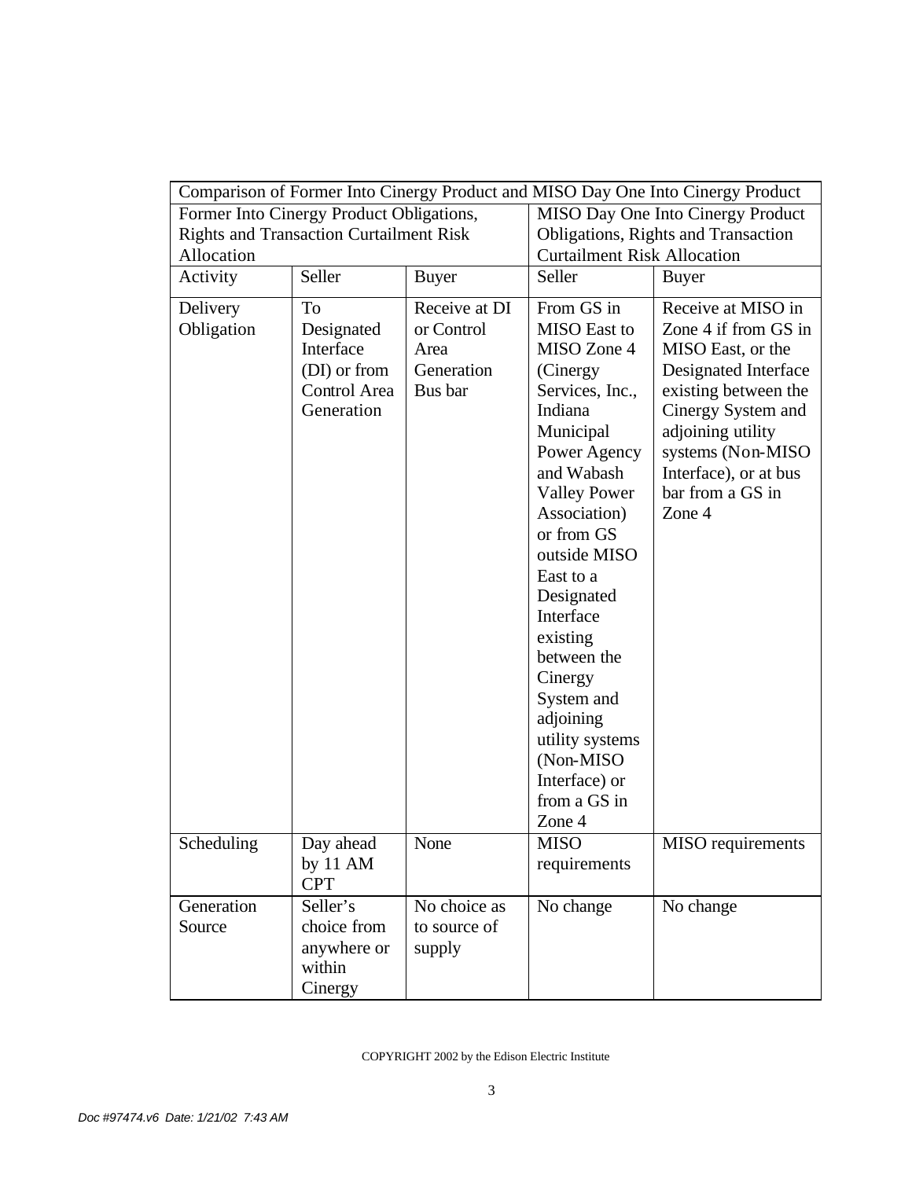| Comparison of Former Into Cinergy Product and MISO Day One Into Cinergy Product | | | | |
|---|---|---|---|---|
| Former Into Cinergy Product Obligations, Rights and Transaction Curtailment Risk Allocation | | | MISO Day One Into Cinergy Product Obligations, Rights and Transaction Curtailment Risk Allocation | |
| Activity | Seller | Buyer | Seller | Buyer |
| Delivery Obligation | To Designated Interface (DI) or from Control Area Generation | Receive at DI or Control Area Generation Bus bar | From GS in MISO East to MISO Zone 4 (Cinergy Services, Inc., Indiana Municipal Power Agency and Wabash Valley Power Association) or from GS outside MISO East to a Designated Interface existing between the Cinergy System and adjoining utility systems (Non-MISO Interface) or from a GS in Zone 4 | Receive at MISO in Zone 4 if from GS in MISO East, or the Designated Interface existing between the Cinergy System and adjoining utility systems (Non-MISO Interface), or at bus bar from a GS in Zone 4 |
| Scheduling | Day ahead by 11 AM CPT | None | MISO requirements | MISO requirements |
| Generation Source | Seller's choice from anywhere or within Cinergy | No choice as to source of supply | No change | No change |

COPYRIGHT 2002 by the Edison Electric Institute

*Doc #97474.v6 Date: 1/21/02 7:43 AM*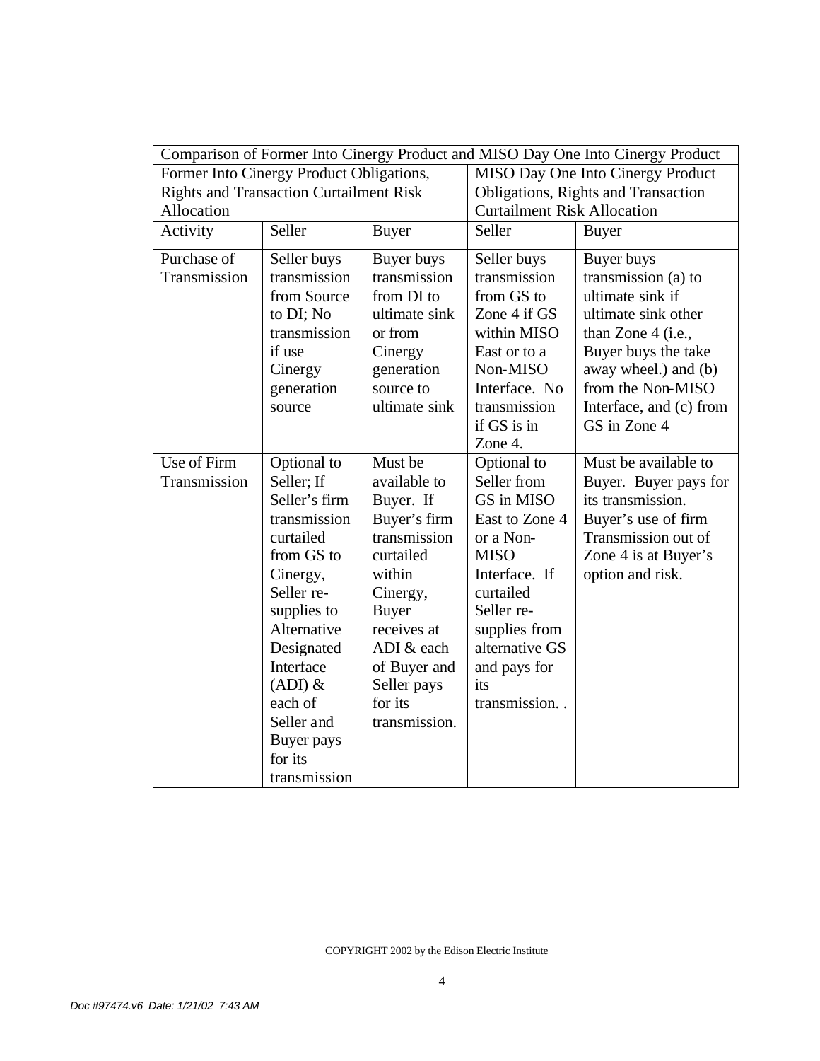| Comparison of Former Into Cinergy Product and MISO Day One Into Cinergy Product | | | | |
|---|---|---|---|---|
| Former Into Cinergy Product Obligations, Rights and Transaction Curtailment Risk Allocation | | | MISO Day One Into Cinergy Product Obligations, Rights and Transaction Curtailment Risk Allocation | |
| Activity | Seller | Buyer | Seller | Buyer |
| Purchase of Transmission | Seller buys transmission from Source to DI; No transmission if use Cinergy generation source | Buyer buys transmission from DI to ultimate sink or from Cinergy generation source to ultimate sink | Seller buys transmission from GS to Zone 4 if GS within MISO East or to a Non-MISO Interface. No transmission if GS is in Zone 4. | Buyer buys transmission (a) to ultimate sink if ultimate sink other than Zone 4 (i.e., Buyer buys the take away wheel.) and (b) from the Non-MISO Interface, and (c) from GS in Zone 4 |
| Use of Firm Transmission | Optional to Seller; If Seller's firm transmission curtailed from GS to Cinergy, Seller re-supplies to Alternative Designated Interface (ADI) & each of Seller and Buyer pays for its transmission | Must be available to Buyer. If Buyer's firm transmission curtailed within Cinergy, Buyer receives at ADI & each of Buyer and Seller pays for its transmission. | Optional to Seller from GS in MISO East to Zone 4 or a Non-MISO Interface. If curtailed Seller re-supplies from alternative GS and pays for its transmission. . | Must be available to Buyer. Buyer pays for its transmission. Buyer's use of firm Transmission out of Zone 4 is at Buyer's option and risk. |

COPYRIGHT 2002 by the Edison Electric Institute

*Doc #97474.v6 Date: 1/21/02 7:43 AM*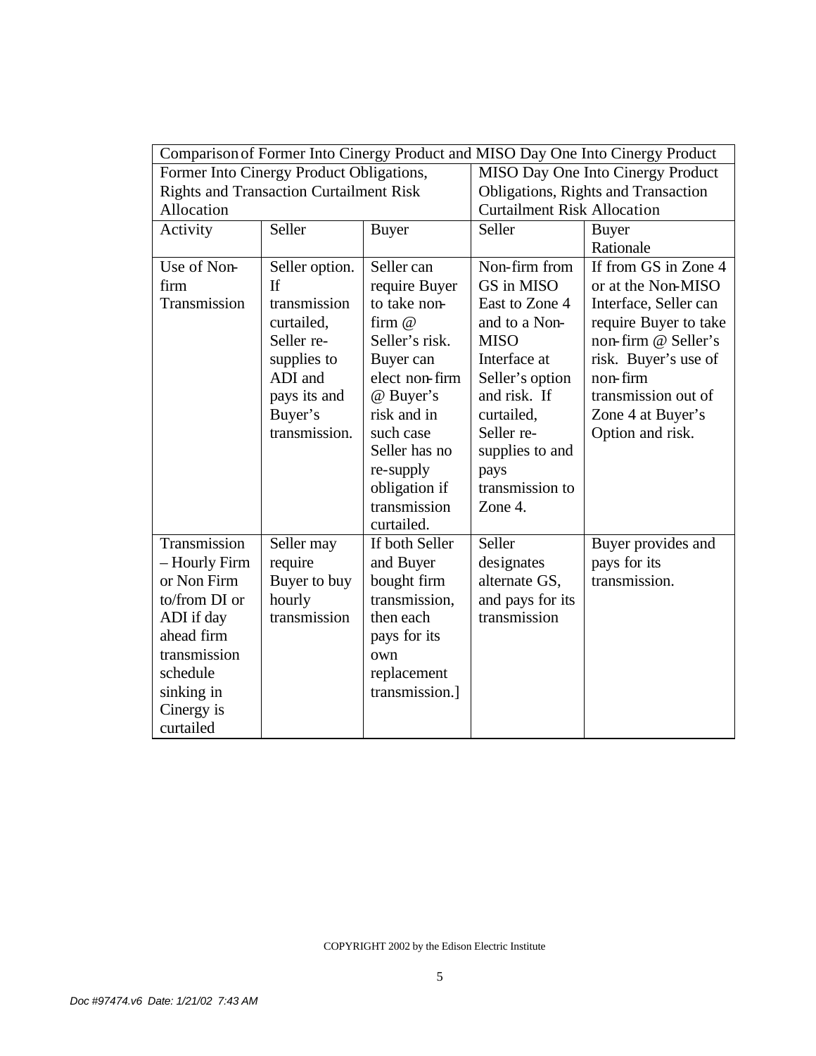| Comparison of Former Into Cinergy Product and MISO Day One Into Cinergy Product | | | | |
|---|---|---|---|---|
| Former Into Cinergy Product Obligations, Rights and Transaction Curtailment Risk Allocation | | | MISO Day One Into Cinergy Product Obligations, Rights and Transaction Curtailment Risk Allocation | |
| Activity | Seller | Buyer | Seller | Buyer Rationale |
| Use of Non-firm Transmission | Seller option. If transmission curtailed, Seller re-supplies to ADI and pays its and Buyer's transmission. | Seller can require Buyer to take non-firm @ Seller's risk. Buyer can elect non-firm @ Buyer's risk and in such case Seller has no re-supply obligation if transmission curtailed. | Non-firm from GS in MISO East to Zone 4 and to a Non-MISO Interface at Seller's option and risk. If curtailed, Seller re-supplies to and pays transmission to Zone 4. | If from GS in Zone 4 or at the Non-MISO Interface, Seller can require Buyer to take non-firm @ Seller's risk. Buyer's use of non-firm transmission out of Zone 4 at Buyer's Option and risk. |
| Transmission – Hourly Firm or Non Firm to/from DI or ADI if day ahead firm transmission schedule sinking in Cinergy is curtailed | Seller may require Buyer to buy hourly transmission | If both Seller and Buyer bought firm transmission, then each pays for its own replacement transmission.] | Seller designates alternate GS, and pays for its transmission | Buyer provides and pays for its transmission. |

COPYRIGHT 2002 by the Edison Electric Institute

Doc #97474.v6 Date: 1/21/02 7:43 AM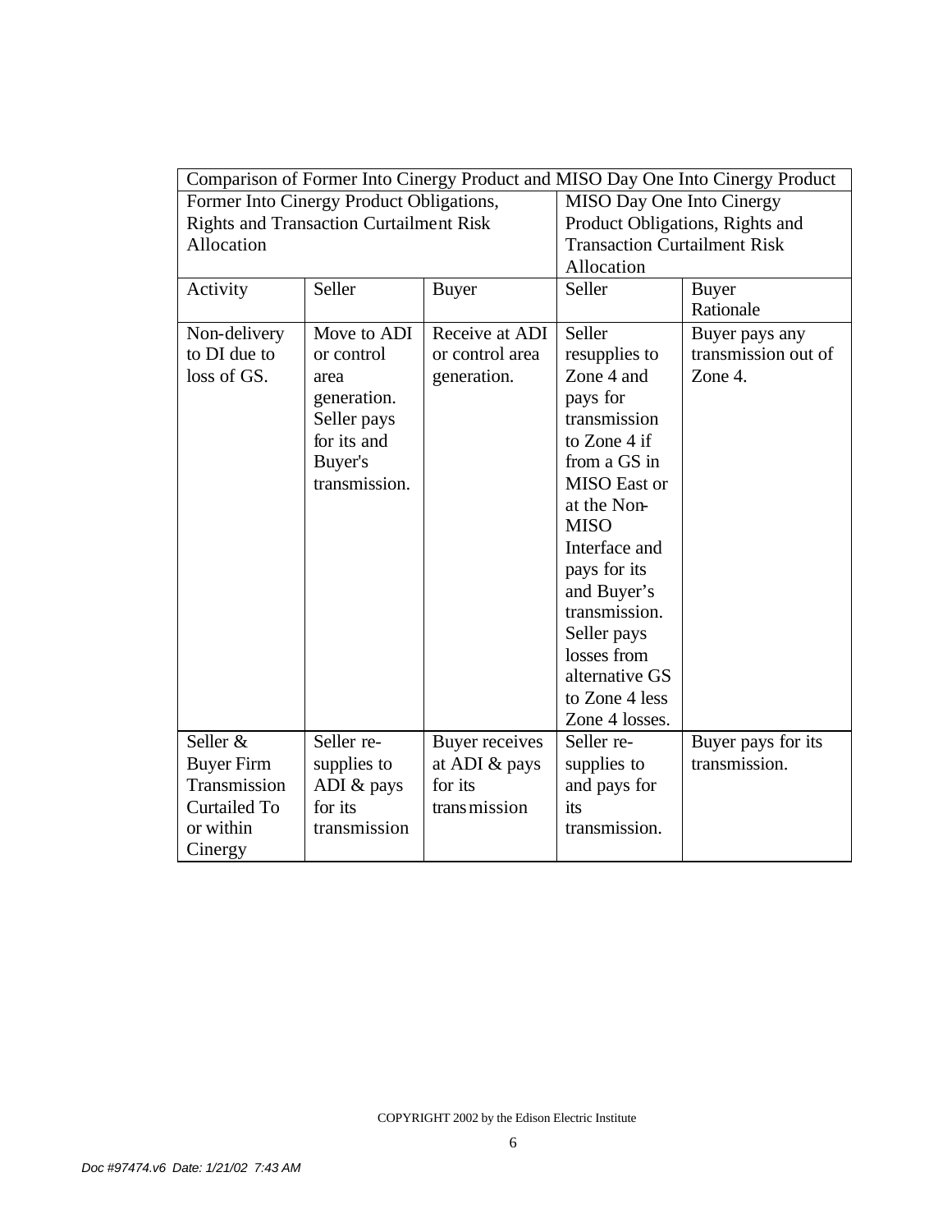| Comparison of Former Into Cinergy Product and MISO Day One Into Cinergy Product | | | | |
|---|---|---|---|---|
| Former Into Cinergy Product Obligations, Rights and Transaction Curtailment Risk Allocation | | | MISO Day One Into Cinergy Product Obligations, Rights and Transaction Curtailment Risk Allocation | |
| Activity | Seller | Buyer | Seller | Buyer Rationale |
| Non-delivery to DI due to loss of GS. | Move to ADI or control area generation. Seller pays for its and Buyer's transmission. | Receive at ADI or control area generation. | Seller resupplies to Zone 4 and pays for transmission to Zone 4 if from a GS in MISO East or at the Non-MISO Interface and pays for its and Buyer's transmission. Seller pays losses from alternative GS to Zone 4 less Zone 4 losses. | Buyer pays any transmission out of Zone 4. |
| Seller & Buyer Firm Transmission Curtailed To or within Cinergy | Seller re-supplies to ADI & pays for its transmission | Buyer receives at ADI & pays for its transmission | Seller re-supplies to and pays for its transmission. | Buyer pays for its transmission. |

COPYRIGHT 2002 by the Edison Electric Institute

*Doc #97474.v6 Date: 1/21/02 7:43 AM*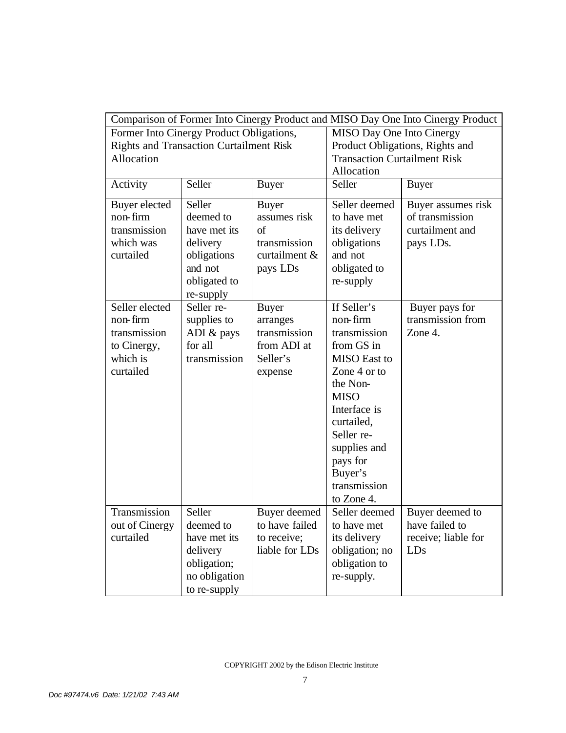| Comparison of Former Into Cinergy Product and MISO Day One Into Cinergy Product | | | | |
|---|---|---|---|---|
| Former Into Cinergy Product Obligations, Rights and Transaction Curtailment Risk Allocation | | | MISO Day One Into Cinergy Product Obligations, Rights and Transaction Curtailment Risk Allocation | |
| Activity | Seller | Buyer | Seller | Buyer |
| Buyer elected non-firm transmission which was curtailed | Seller deemed to have met its delivery obligations and not obligated to re-supply | Buyer assumes risk of transmission curtailment & pays LDs | Seller deemed to have met its delivery obligations and not obligated to re-supply | Buyer assumes risk of transmission curtailment and pays LDs. |
| Seller elected non-firm transmission to Cinergy, which is curtailed | Seller re-supplies to ADI & pays for all transmission | Buyer arranges transmission from ADI at Seller's expense | If Seller's non-firm transmission from GS in MISO East to Zone 4 or to the Non-MISO Interface is curtailed, Seller re-supplies and pays for Buyer's transmission to Zone 4. | Buyer pays for transmission from Zone 4. |
| Transmission out of Cinergy curtailed | Seller deemed to have met its delivery obligation; no obligation to re-supply | Buyer deemed to have failed to receive; liable for LDs | Seller deemed to have met its delivery obligation; no obligation to re-supply. | Buyer deemed to have failed to receive; liable for LDs |

COPYRIGHT 2002 by the Edison Electric Institute

*Doc #97474.v6 Date: 1/21/02 7:43 AM*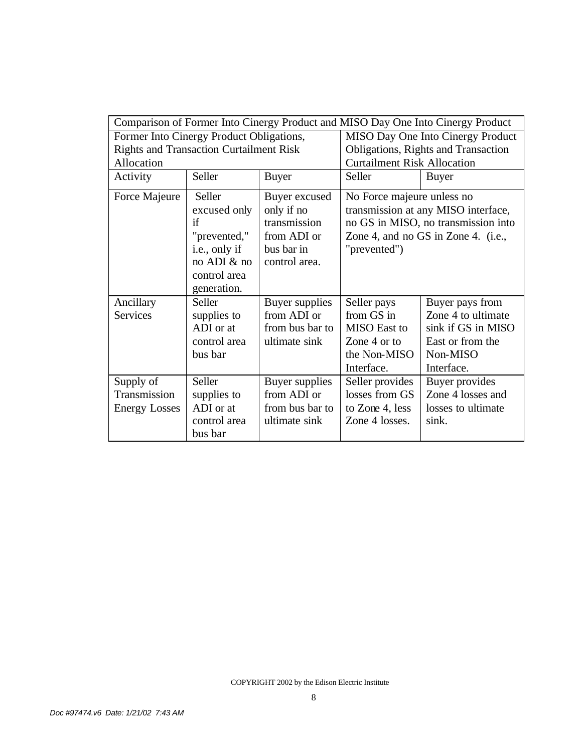| Comparison of Former Into Cinergy Product and MISO Day One Into Cinergy Product | | | | |
|---|---|---|---|---|
| Former Into Cinergy Product Obligations, Rights and Transaction Curtailment Risk Allocation | | | MISO Day One Into Cinergy Product Obligations, Rights and Transaction Curtailment Risk Allocation | |
| Activity | Seller | Buyer | Seller | Buyer |
| Force Majeure | Seller excused only if "prevented," i.e., only if no ADI & no control area generation. | Buyer excused only if no transmission from ADI or bus bar in control area. | No Force majeure unless no transmission at any MISO interface, no GS in MISO, no transmission into Zone 4, and no GS in Zone 4. (i.e., "prevented") | |
| Ancillary Services | Seller supplies to ADI or at control area bus bar | Buyer supplies from ADI or from bus bar to ultimate sink | Seller pays from GS in MISO East to Zone 4 or to the Non-MISO Interface. | Buyer pays from Zone 4 to ultimate sink if GS in MISO East or from the Non-MISO Interface. |
| Supply of Transmission Energy Losses | Seller supplies to ADI or at control area bus bar | Buyer supplies from ADI or from bus bar to ultimate sink | Seller provides losses from GS to Zone 4, less Zone 4 losses. | Buyer provides Zone 4 losses and losses to ultimate sink. |

COPYRIGHT 2002 by the Edison Electric Institute

*Doc #97474.v6 Date: 1/21/02 7:43 AM*